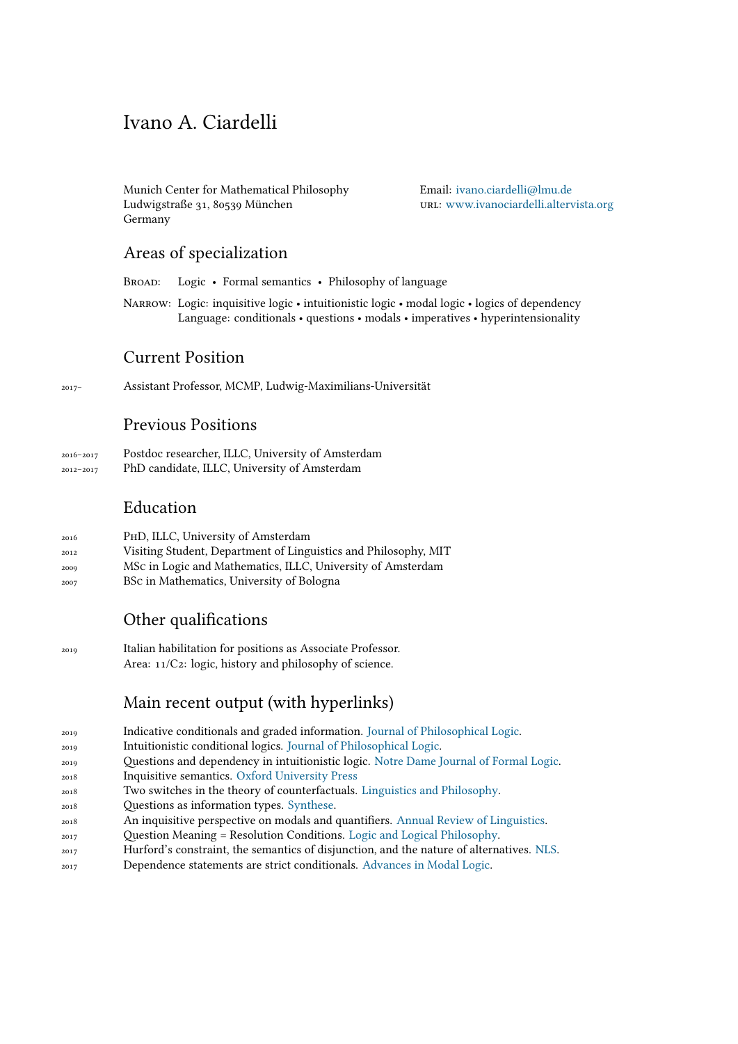# Ivano A. Ciardelli

Munich Center for Mathematical Philosophy
Ludwigstraße 31, 80539 München
Germany

Email: ivano.ciardelli@lmu.de
URL: www.ivanociardelli.altervista.org

## Areas of specialization

Broad: Logic • Formal semantics • Philosophy of language

Narrow: Logic: inquisitive logic • intuitionistic logic • modal logic • logics of dependency
Language: conditionals • questions • modals • imperatives • hyperintensionality

## Current Position

2017– Assistant Professor, MCMP, Ludwig-Maximilians-Universität

## Previous Positions

2016–2017 Postdoc researcher, ILLC, University of Amsterdam
2012–2017 PhD candidate, ILLC, University of Amsterdam

## Education

2016 PhD, ILLC, University of Amsterdam
2012 Visiting Student, Department of Linguistics and Philosophy, MIT
2009 MSc in Logic and Mathematics, ILLC, University of Amsterdam
2007 BSc in Mathematics, University of Bologna

## Other qualifications

2019 Italian habilitation for positions as Associate Professor.
Area: 11/C2: logic, history and philosophy of science.

## Main recent output (with hyperlinks)

2019 Indicative conditionals and graded information. Journal of Philosophical Logic.
2019 Intuitionistic conditional logics. Journal of Philosophical Logic.
2019 Questions and dependency in intuitionistic logic. Notre Dame Journal of Formal Logic.
2018 Inquisitive semantics. Oxford University Press
2018 Two switches in the theory of counterfactuals. Linguistics and Philosophy.
2018 Questions as information types. Synthese.
2018 An inquisitive perspective on modals and quantifiers. Annual Review of Linguistics.
2017 Question Meaning = Resolution Conditions. Logic and Logical Philosophy.
2017 Hurford's constraint, the semantics of disjunction, and the nature of alternatives. NLS.
2017 Dependence statements are strict conditionals. Advances in Modal Logic.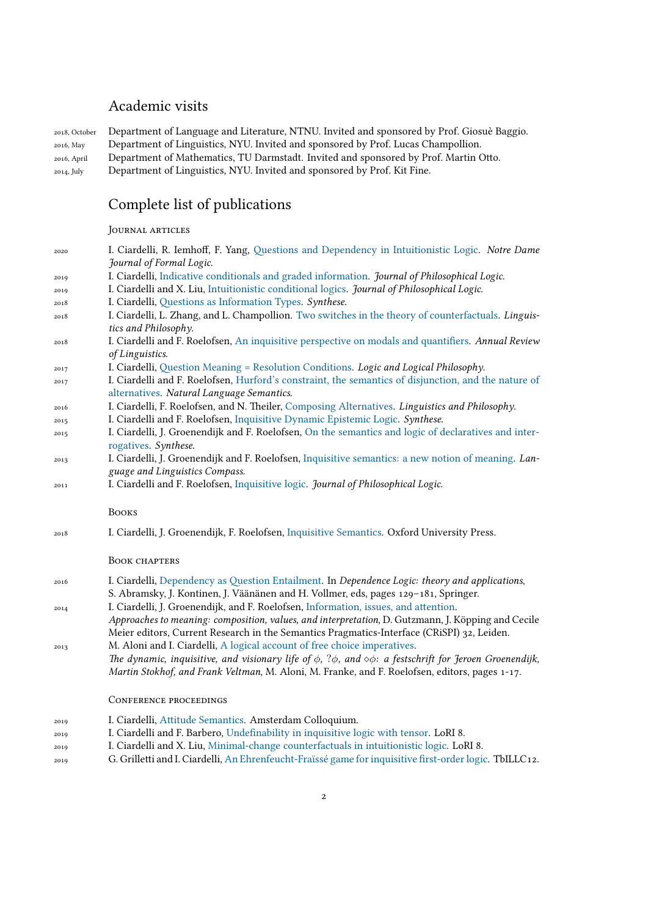## Academic visits

2018, October — Department of Language and Literature, NTNU. Invited and sponsored by Prof. Giosuè Baggio.
2016, May — Department of Linguistics, NYU. Invited and sponsored by Prof. Lucas Champollion.
2016, April — Department of Mathematics, TU Darmstadt. Invited and sponsored by Prof. Martin Otto.
2014, July — Department of Linguistics, NYU. Invited and sponsored by Prof. Kit Fine.

## Complete list of publications

### Journal articles

- 2020 — I. Ciardelli, R. Iemhoff, F. Yang, Questions and Dependency in Intuitionistic Logic. *Notre Dame Journal of Formal Logic.*
- 2019 — I. Ciardelli, Indicative conditionals and graded information. *Journal of Philosophical Logic.*
- 2019 — I. Ciardelli and X. Liu, Intuitionistic conditional logics. *Journal of Philosophical Logic.*
- 2018 — I. Ciardelli, Questions as Information Types. *Synthese.*
- 2018 — I. Ciardelli, L. Zhang, and L. Champollion. Two switches in the theory of counterfactuals. *Linguistics and Philosophy.*
- 2018 — I. Ciardelli and F. Roelofsen, An inquisitive perspective on modals and quantifiers. *Annual Review of Linguistics.*
- 2017 — I. Ciardelli, Question Meaning = Resolution Conditions. *Logic and Logical Philosophy.*
- 2017 — I. Ciardelli and F. Roelofsen, Hurford's constraint, the semantics of disjunction, and the nature of alternatives. *Natural Language Semantics.*
- 2016 — I. Ciardelli, F. Roelofsen, and N. Theiler, Composing Alternatives. *Linguistics and Philosophy.*
- 2015 — I. Ciardelli and F. Roelofsen, Inquisitive Dynamic Epistemic Logic. *Synthese.*
- 2015 — I. Ciardelli, J. Groenendijk and F. Roelofsen, On the semantics and logic of declaratives and interrogatives. *Synthese.*
- 2013 — I. Ciardelli, J. Groenendijk and F. Roelofsen, Inquisitive semantics: a new notion of meaning. *Language and Linguistics Compass.*
- 2011 — I. Ciardelli and F. Roelofsen, Inquisitive logic. *Journal of Philosophical Logic.*

### Books

- 2018 — I. Ciardelli, J. Groenendijk, F. Roelofsen, Inquisitive Semantics. Oxford University Press.

### Book chapters

- 2016 — I. Ciardelli, Dependency as Question Entailment. In *Dependence Logic: theory and applications*, S. Abramsky, J. Kontinen, J. Väänänen and H. Vollmer, eds, pages 129–181, Springer.
- 2014 — I. Ciardelli, J. Groenendijk, and F. Roelofsen, Information, issues, and attention. *Approaches to meaning: composition, values, and interpretation*, D. Gutzmann, J. Köpping and Cecile Meier editors, Current Research in the Semantics Pragmatics-Interface (CRiSPI) 32, Leiden.
- 2013 — M. Aloni and I. Ciardelli, A logical account of free choice imperatives. *The dynamic, inquisitive, and visionary life of $\phi$, $?\phi$, and $\diamond\phi$: a festschrift for Jeroen Groenendijk, Martin Stokhof, and Frank Veltman*, M. Aloni, M. Franke, and F. Roelofsen, editors, pages 1-17.

### Conference proceedings

- 2019 — I. Ciardelli, Attitude Semantics. Amsterdam Colloquium.
- 2019 — I. Ciardelli and F. Barbero, Undefinability in inquisitive logic with tensor. LoRI 8.
- 2019 — I. Ciardelli and X. Liu, Minimal-change counterfactuals in intuitionistic logic. LoRI 8.
- 2019 — G. Grilletti and I. Ciardelli, An Ehrenfeucht-Fraïssé game for inquisitive first-order logic. TbILLC12.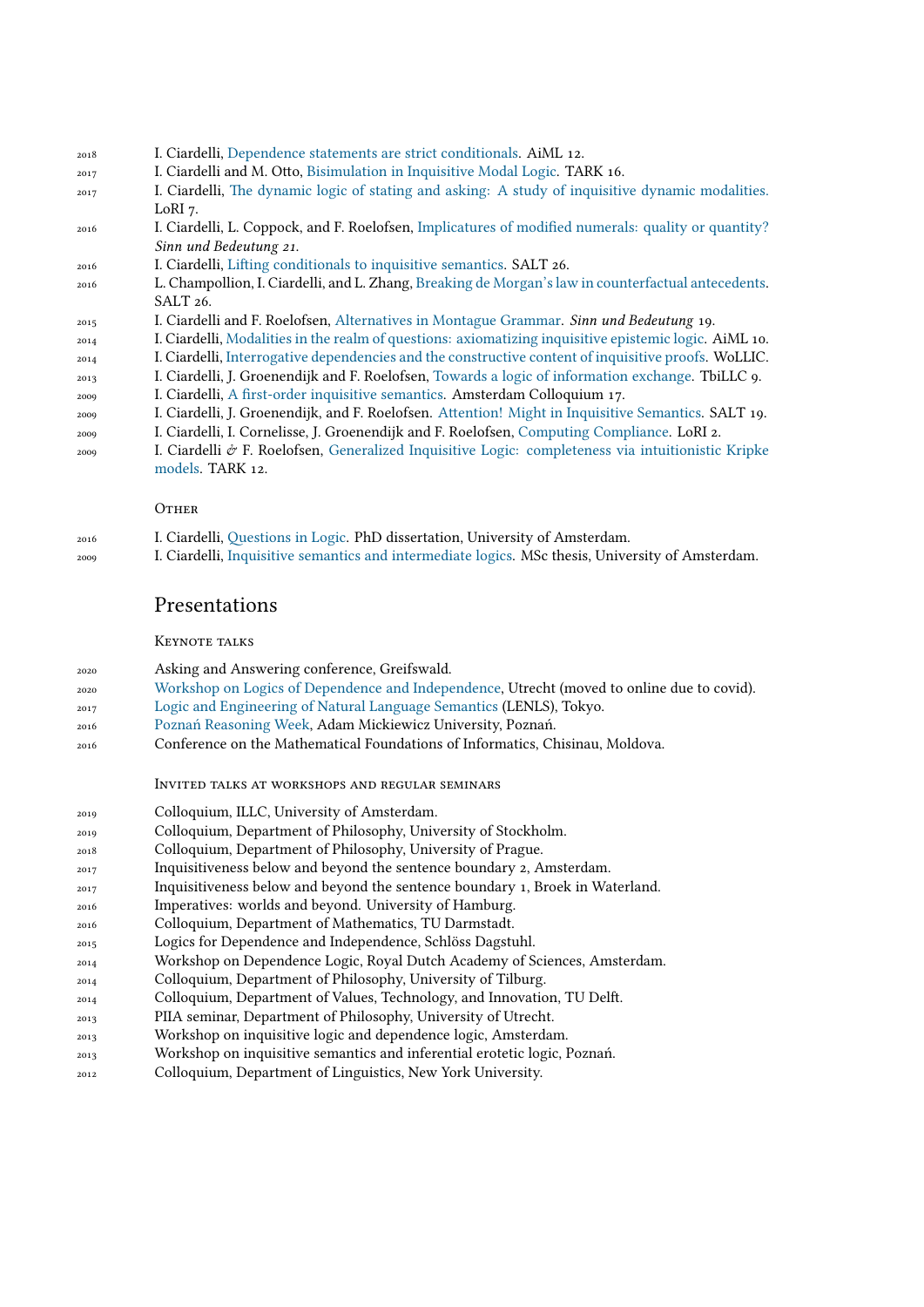2018 I. Ciardelli, Dependence statements are strict conditionals. AiML 12.

2017 I. Ciardelli and M. Otto, Bisimulation in Inquisitive Modal Logic. TARK 16.

2017 I. Ciardelli, The dynamic logic of stating and asking: A study of inquisitive dynamic modalities. LoRI 7.

2016 I. Ciardelli, L. Coppock, and F. Roelofsen, Implicatures of modified numerals: quality or quantity? *Sinn und Bedeutung 21*.

2016 I. Ciardelli, Lifting conditionals to inquisitive semantics. SALT 26.

2016 L. Champollion, I. Ciardelli, and L. Zhang, Breaking de Morgan's law in counterfactual antecedents. SALT 26.

2015 I. Ciardelli and F. Roelofsen, Alternatives in Montague Grammar. *Sinn und Bedeutung* 19.

2014 I. Ciardelli, Modalities in the realm of questions: axiomatizing inquisitive epistemic logic. AiML 10.

2014 I. Ciardelli, Interrogative dependencies and the constructive content of inquisitive proofs. WoLLIC.

2013 I. Ciardelli, J. Groenendijk and F. Roelofsen, Towards a logic of information exchange. TbiLLC 9.

2009 I. Ciardelli, A first-order inquisitive semantics. Amsterdam Colloquium 17.

2009 I. Ciardelli, J. Groenendijk, and F. Roelofsen. Attention! Might in Inquisitive Semantics. SALT 19.

2009 I. Ciardelli, I. Cornelisse, J. Groenendijk and F. Roelofsen, Computing Compliance. LoRI 2.

2009 I. Ciardelli & F. Roelofsen, Generalized Inquisitive Logic: completeness via intuitionistic Kripke models. TARK 12.

### Other

2016 I. Ciardelli, Questions in Logic. PhD dissertation, University of Amsterdam.

2009 I. Ciardelli, Inquisitive semantics and intermediate logics. MSc thesis, University of Amsterdam.

## Presentations

### Keynote talks

2020 Asking and Answering conference, Greifswald.

2020 Workshop on Logics of Dependence and Independence, Utrecht (moved to online due to covid).

2017 Logic and Engineering of Natural Language Semantics (LENLS), Tokyo.

2016 Poznań Reasoning Week, Adam Mickiewicz University, Poznań.

2016 Conference on the Mathematical Foundations of Informatics, Chisinau, Moldova.

### Invited talks at workshops and regular seminars

2019 Colloquium, ILLC, University of Amsterdam.

2019 Colloquium, Department of Philosophy, University of Stockholm.

2018 Colloquium, Department of Philosophy, University of Prague.

2017 Inquisitiveness below and beyond the sentence boundary 2, Amsterdam.

2017 Inquisitiveness below and beyond the sentence boundary 1, Broek in Waterland.

2016 Imperatives: worlds and beyond. University of Hamburg.

2016 Colloquium, Department of Mathematics, TU Darmstadt.

2015 Logics for Dependence and Independence, Schlöss Dagstuhl.

2014 Workshop on Dependence Logic, Royal Dutch Academy of Sciences, Amsterdam.

2014 Colloquium, Department of Philosophy, University of Tilburg.

2014 Colloquium, Department of Values, Technology, and Innovation, TU Delft.

2013 PIIA seminar, Department of Philosophy, University of Utrecht.

2013 Workshop on inquisitive logic and dependence logic, Amsterdam.

2013 Workshop on inquisitive semantics and inferential erotetic logic, Poznań.

2012 Colloquium, Department of Linguistics, New York University.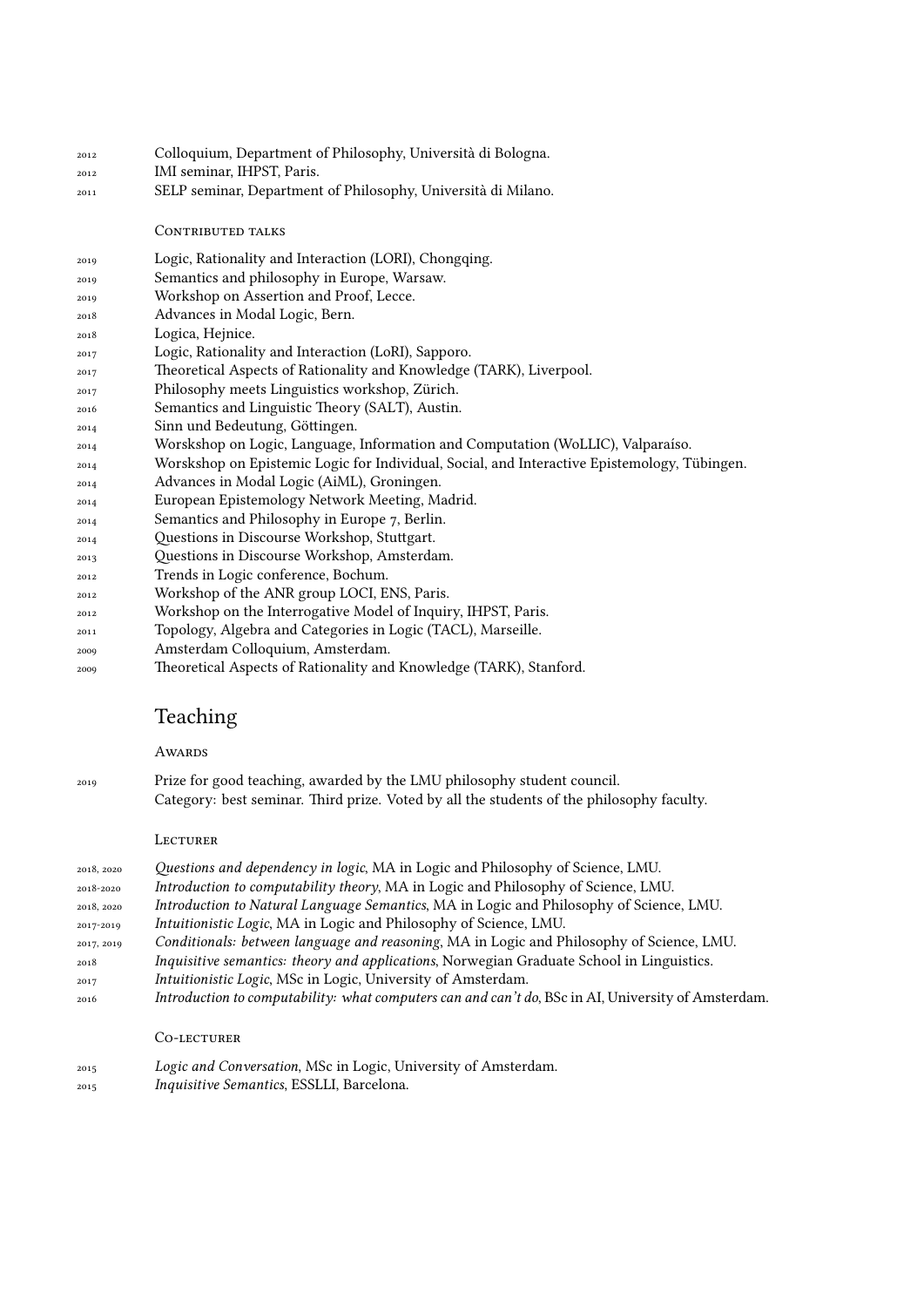2012 Colloquium, Department of Philosophy, Università di Bologna.
2012 IMI seminar, IHPST, Paris.
2011 SELP seminar, Department of Philosophy, Università di Milano.

### Contributed talks

2019 Logic, Rationality and Interaction (LORI), Chongqing.
2019 Semantics and philosophy in Europe, Warsaw.
2019 Workshop on Assertion and Proof, Lecce.
2018 Advances in Modal Logic, Bern.
2018 Logica, Hejnice.
2017 Logic, Rationality and Interaction (LoRI), Sapporo.
2017 Theoretical Aspects of Rationality and Knowledge (TARK), Liverpool.
2017 Philosophy meets Linguistics workshop, Zürich.
2016 Semantics and Linguistic Theory (SALT), Austin.
2014 Sinn und Bedeutung, Göttingen.
2014 Worskshop on Logic, Language, Information and Computation (WoLLIC), Valparaíso.
2014 Worskshop on Epistemic Logic for Individual, Social, and Interactive Epistemology, Tübingen.
2014 Advances in Modal Logic (AiML), Groningen.
2014 European Epistemology Network Meeting, Madrid.
2014 Semantics and Philosophy in Europe 7, Berlin.
2014 Questions in Discourse Workshop, Stuttgart.
2013 Questions in Discourse Workshop, Amsterdam.
2012 Trends in Logic conference, Bochum.
2012 Workshop of the ANR group LOCI, ENS, Paris.
2012 Workshop on the Interrogative Model of Inquiry, IHPST, Paris.
2011 Topology, Algebra and Categories in Logic (TACL), Marseille.
2009 Amsterdam Colloquium, Amsterdam.
2009 Theoretical Aspects of Rationality and Knowledge (TARK), Stanford.

## Teaching

### Awards

2019 Prize for good teaching, awarded by the LMU philosophy student council.
Category: best seminar. Third prize. Voted by all the students of the philosophy faculty.

### Lecturer

2018, 2020 *Questions and dependency in logic*, MA in Logic and Philosophy of Science, LMU.
2018-2020 *Introduction to computability theory*, MA in Logic and Philosophy of Science, LMU.
2018, 2020 *Introduction to Natural Language Semantics*, MA in Logic and Philosophy of Science, LMU.
2017-2019 *Intuitionistic Logic*, MA in Logic and Philosophy of Science, LMU.
2017, 2019 *Conditionals: between language and reasoning*, MA in Logic and Philosophy of Science, LMU.
2018 *Inquisitive semantics: theory and applications*, Norwegian Graduate School in Linguistics.
2017 *Intuitionistic Logic*, MSc in Logic, University of Amsterdam.
2016 *Introduction to computability: what computers can and can't do*, BSc in AI, University of Amsterdam.

### Co-lecturer

2015 *Logic and Conversation*, MSc in Logic, University of Amsterdam.
2015 *Inquisitive Semantics*, ESSLLI, Barcelona.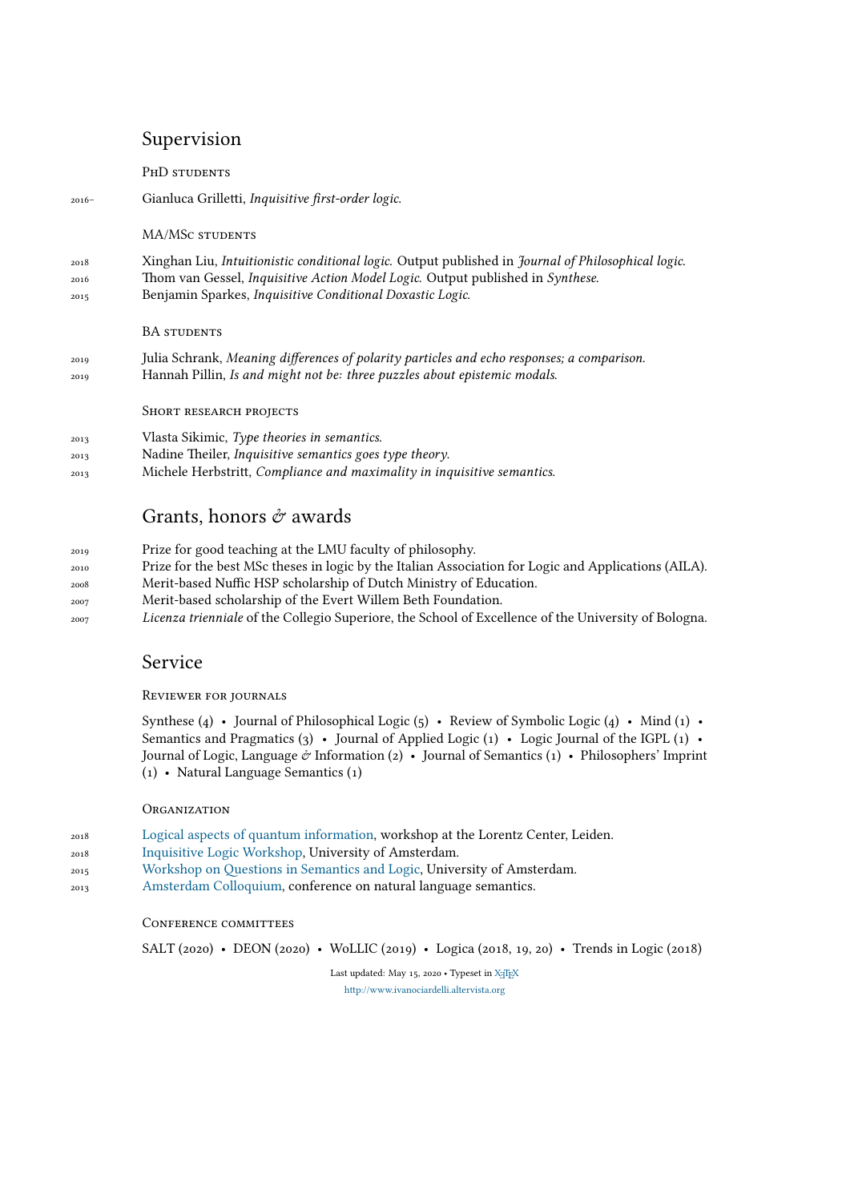## Supervision

### PhD students

2016– Gianluca Grilletti, *Inquisitive first-order logic.*

### MA/MSc students

2018 Xinghan Liu, *Intuitionistic conditional logic.* Output published in *Journal of Philosophical logic.*
2016 Thom van Gessel, *Inquisitive Action Model Logic.* Output published in *Synthese.*
2015 Benjamin Sparkes, *Inquisitive Conditional Doxastic Logic.*

### BA students

2019 Julia Schrank, *Meaning differences of polarity particles and echo responses; a comparison.*
2019 Hannah Pillin, *Is and might not be: three puzzles about epistemic modals.*

### Short research projects

2013 Vlasta Sikimic, *Type theories in semantics.*
2013 Nadine Theiler, *Inquisitive semantics goes type theory.*
2013 Michele Herbstritt, *Compliance and maximality in inquisitive semantics.*

## Grants, honors & awards

2019 Prize for good teaching at the LMU faculty of philosophy.
2010 Prize for the best MSc theses in logic by the Italian Association for Logic and Applications (AILA).
2008 Merit-based Nuffic HSP scholarship of Dutch Ministry of Education.
2007 Merit-based scholarship of the Evert Willem Beth Foundation.
2007 *Licenza triennale* of the Collegio Superiore, the School of Excellence of the University of Bologna.

## Service

### Reviewer for journals

Synthese (4) • Journal of Philosophical Logic (5) • Review of Symbolic Logic (4) • Mind (1) • Semantics and Pragmatics (3) • Journal of Applied Logic (1) • Logic Journal of the IGPL (1) • Journal of Logic, Language & Information (2) • Journal of Semantics (1) • Philosophers' Imprint (1) • Natural Language Semantics (1)

### Organization

2018 Logical aspects of quantum information, workshop at the Lorentz Center, Leiden.
2018 Inquisitive Logic Workshop, University of Amsterdam.
2015 Workshop on Questions in Semantics and Logic, University of Amsterdam.
2013 Amsterdam Colloquium, conference on natural language semantics.

### Conference committees

SALT (2020) • DEON (2020) • WoLLIC (2019) • Logica (2018, 19, 20) • Trends in Logic (2018)

Last updated: May 15, 2020 • Typeset in XeTeX
http://www.ivanociardelli.altervista.org